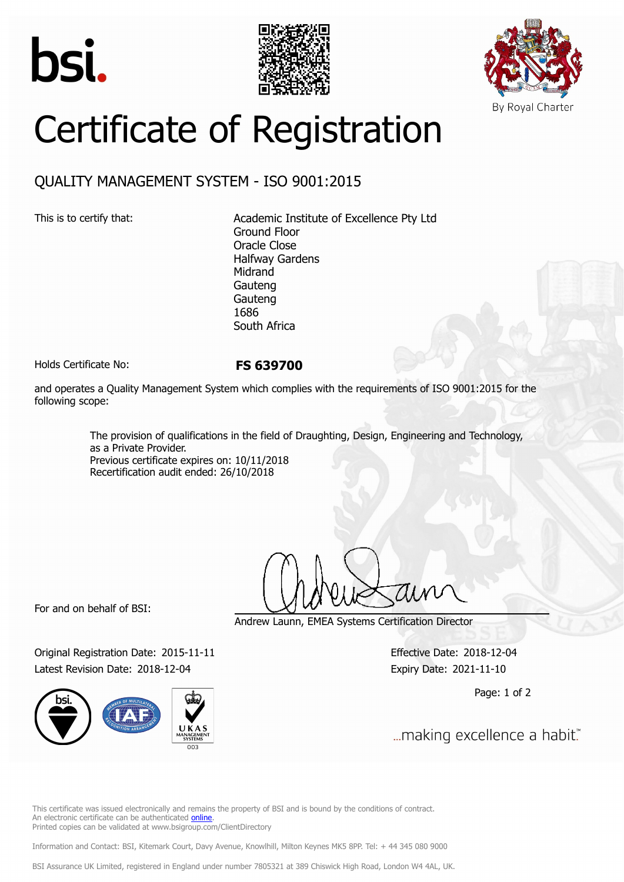bsi.

By Royal Charter

# Certificate of Registration

## QUALITY MANAGEMENT SYSTEM - ISO 9001:2015

This is to certify that:

Academic Institute of Excellence Pty Ltd
Ground Floor
Oracle Close
Halfway Gardens
Midrand
Gauteng
Gauteng
1686
South Africa

Holds Certificate No: **FS 639700**

and operates a Quality Management System which complies with the requirements of ISO 9001:2015 for the following scope:

The provision of qualifications in the field of Draughting, Design, Engineering and Technology, as a Private Provider.
Previous certificate expires on: 10/11/2018
Recertification audit ended: 26/10/2018

For and on behalf of BSI:

Andrew Launn, EMEA Systems Certification Director

Original Registration Date: 2015-11-11
Latest Revision Date: 2018-12-04

Effective Date: 2018-12-04
Expiry Date: 2021-11-10

...making excellence a habit.™

This certificate was issued electronically and remains the property of BSI and is bound by the conditions of contract.
An electronic certificate can be authenticated online.
Printed copies can be validated at www.bsigroup.com/ClientDirectory

Information and Contact: BSI, Kitemark Court, Davy Avenue, Knowlhill, Milton Keynes MK5 8PP. Tel: + 44 345 080 9000

BSI Assurance UK Limited, registered in England under number 7805321 at 389 Chiswick High Road, London W4 4AL, UK.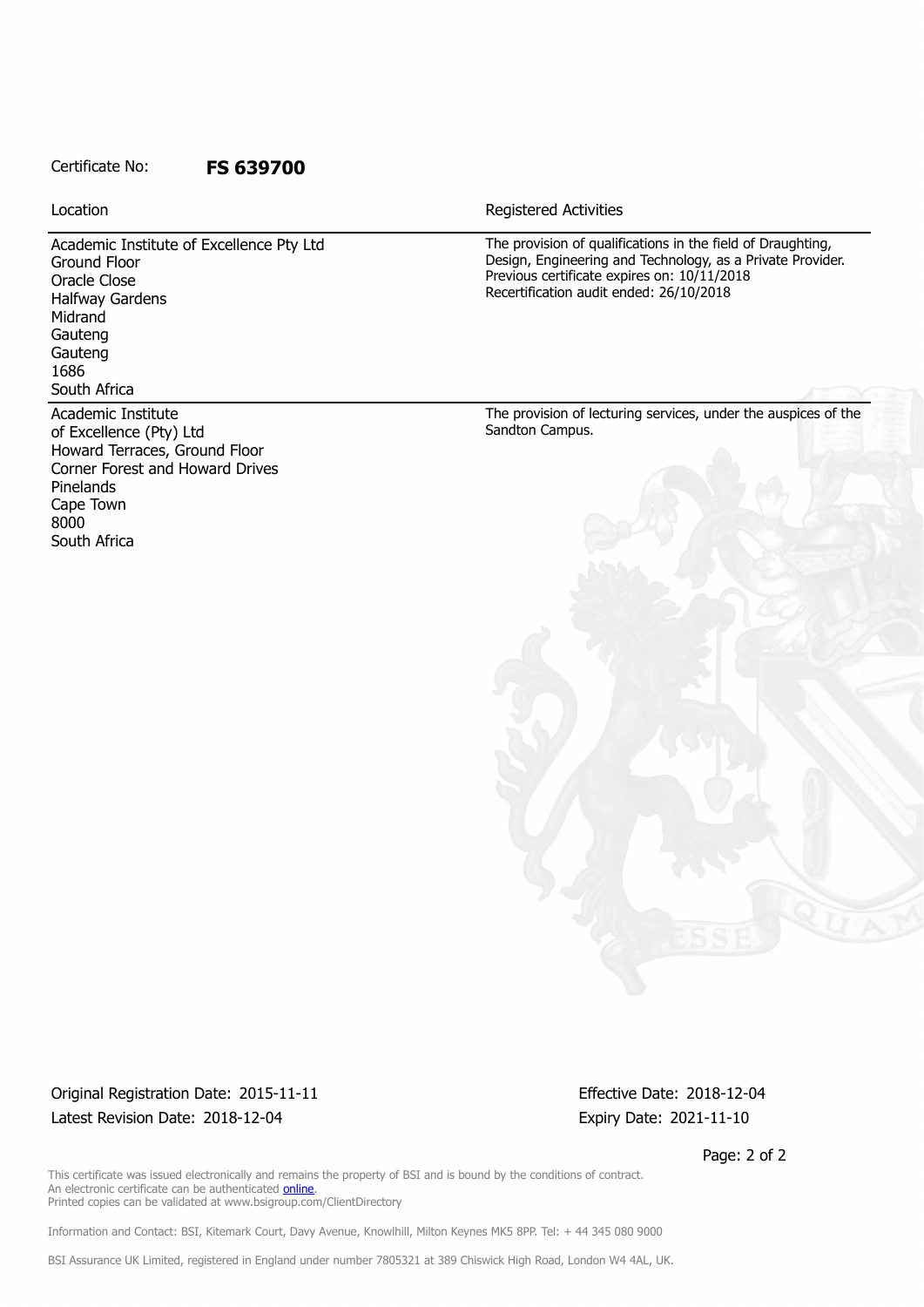Certificate No: **FS 639700**

| Location | Registered Activities |
| --- | --- |
| Academic Institute of Excellence Pty Ltd<br>Ground Floor<br>Oracle Close<br>Halfway Gardens<br>Midrand<br>Gauteng<br>Gauteng<br>1686<br>South Africa | The provision of qualifications in the field of Draughting, Design, Engineering and Technology, as a Private Provider.<br>Previous certificate expires on: 10/11/2018<br>Recertification audit ended: 26/10/2018 |
| Academic Institute<br>of Excellence (Pty) Ltd<br>Howard Terraces, Ground Floor<br>Corner Forest and Howard Drives<br>Pinelands<br>Cape Town<br>8000<br>South Africa | The provision of lecturing services, under the auspices of the Sandton Campus. |

Original Registration Date: 2015-11-11

Latest Revision Date: 2018-12-04

Effective Date: 2018-12-04

Expiry Date: 2021-11-10

This certificate was issued electronically and remains the property of BSI and is bound by the conditions of contract.
An electronic certificate can be authenticated online.
Printed copies can be validated at www.bsigroup.com/ClientDirectory

Information and Contact: BSI, Kitemark Court, Davy Avenue, Knowlhill, Milton Keynes MK5 8PP. Tel: + 44 345 080 9000

BSI Assurance UK Limited, registered in England under number 7805321 at 389 Chiswick High Road, London W4 4AL, UK.